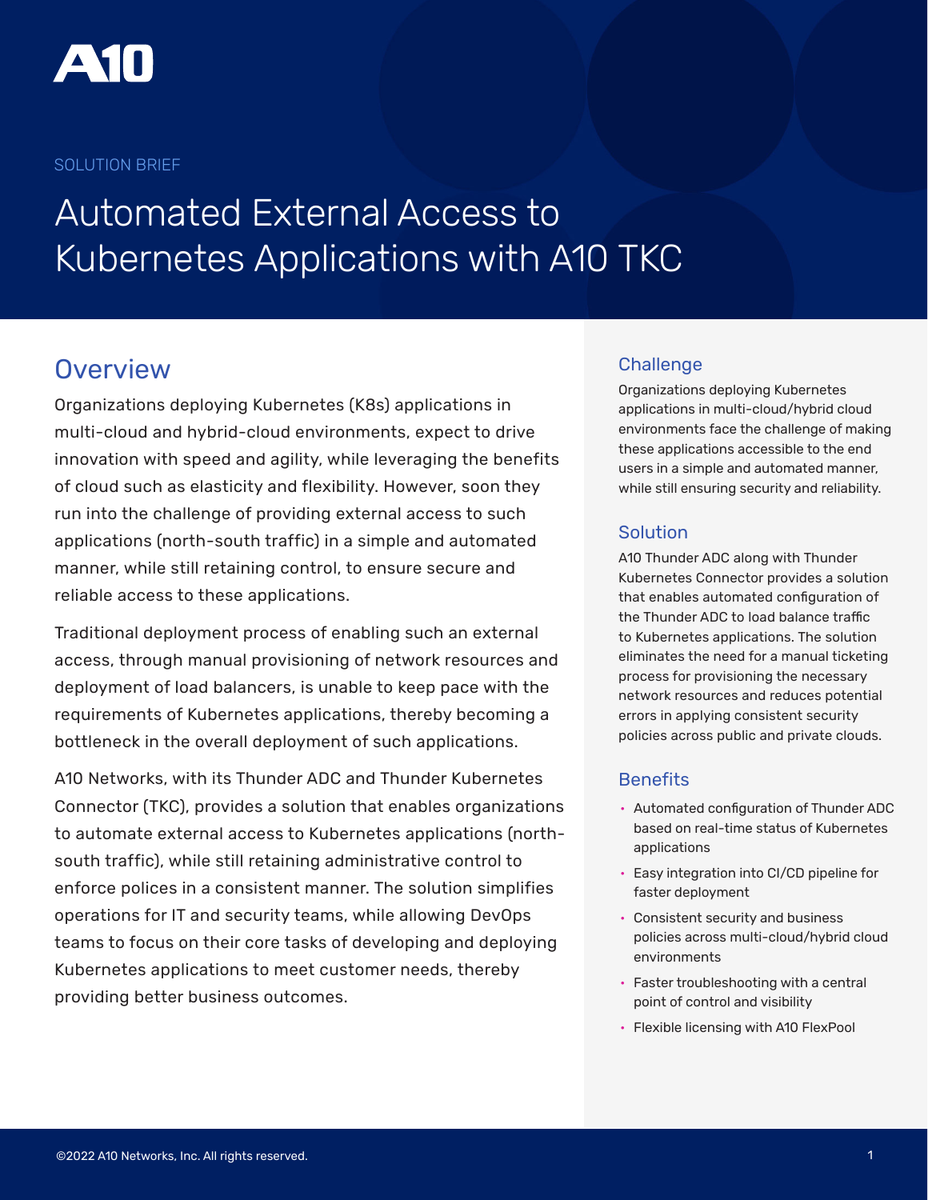SOLUTION BRIEF

# Automated External Access to Kubernetes Applications with A10 TKC

## Overview

Organizations deploying Kubernetes (K8s) applications in multi-cloud and hybrid-cloud environments, expect to drive innovation with speed and agility, while leveraging the benefits of cloud such as elasticity and flexibility. However, soon they run into the challenge of providing external access to such applications (north-south traffic) in a simple and automated manner, while still retaining control, to ensure secure and reliable access to these applications.

Traditional deployment process of enabling such an external access, through manual provisioning of network resources and deployment of load balancers, is unable to keep pace with the requirements of Kubernetes applications, thereby becoming a bottleneck in the overall deployment of such applications.

A10 Networks, with its Thunder ADC and Thunder Kubernetes Connector (TKC), provides a solution that enables organizations to automate external access to Kubernetes applications (north-south traffic), while still retaining administrative control to enforce polices in a consistent manner. The solution simplifies operations for IT and security teams, while allowing DevOps teams to focus on their core tasks of developing and deploying Kubernetes applications to meet customer needs, thereby providing better business outcomes.

### Challenge

Organizations deploying Kubernetes applications in multi-cloud/hybrid cloud environments face the challenge of making these applications accessible to the end users in a simple and automated manner, while still ensuring security and reliability.

### Solution

A10 Thunder ADC along with Thunder Kubernetes Connector provides a solution that enables automated configuration of the Thunder ADC to load balance traffic to Kubernetes applications. The solution eliminates the need for a manual ticketing process for provisioning the necessary network resources and reduces potential errors in applying consistent security policies across public and private clouds.

### Benefits

- Automated configuration of Thunder ADC based on real-time status of Kubernetes applications
- Easy integration into CI/CD pipeline for faster deployment
- Consistent security and business policies across multi-cloud/hybrid cloud environments
- Faster troubleshooting with a central point of control and visibility
- Flexible licensing with A10 FlexPool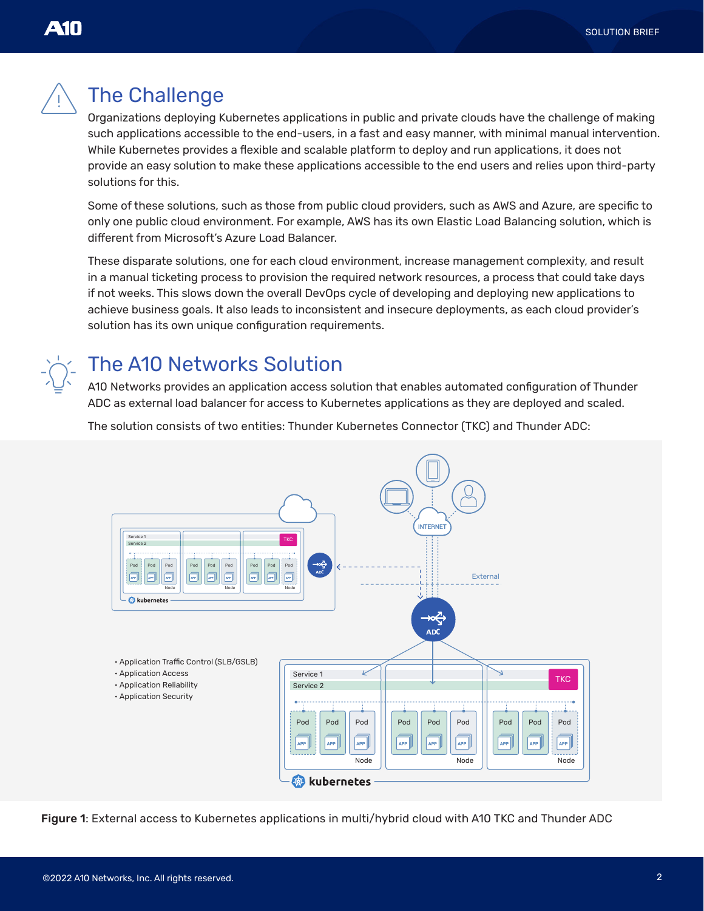## The Challenge

Organizations deploying Kubernetes applications in public and private clouds have the challenge of making such applications accessible to the end-users, in a fast and easy manner, with minimal manual intervention. While Kubernetes provides a flexible and scalable platform to deploy and run applications, it does not provide an easy solution to make these applications accessible to the end users and relies upon third-party solutions for this.

Some of these solutions, such as those from public cloud providers, such as AWS and Azure, are specific to only one public cloud environment. For example, AWS has its own Elastic Load Balancing solution, which is different from Microsoft's Azure Load Balancer.

These disparate solutions, one for each cloud environment, increase management complexity, and result in a manual ticketing process to provision the required network resources, a process that could take days if not weeks. This slows down the overall DevOps cycle of developing and deploying new applications to achieve business goals. It also leads to inconsistent and insecure deployments, as each cloud provider's solution has its own unique configuration requirements.

## The A10 Networks Solution

A10 Networks provides an application access solution that enables automated configuration of Thunder ADC as external load balancer for access to Kubernetes applications as they are deployed and scaled.

The solution consists of two entities: Thunder Kubernetes Connector (TKC) and Thunder ADC:

- Application Traffic Control (SLB/GSLB)
- Application Access
- Application Reliability
- Application Security

**Figure 1**: External access to Kubernetes applications in multi/hybrid cloud with A10 TKC and Thunder ADC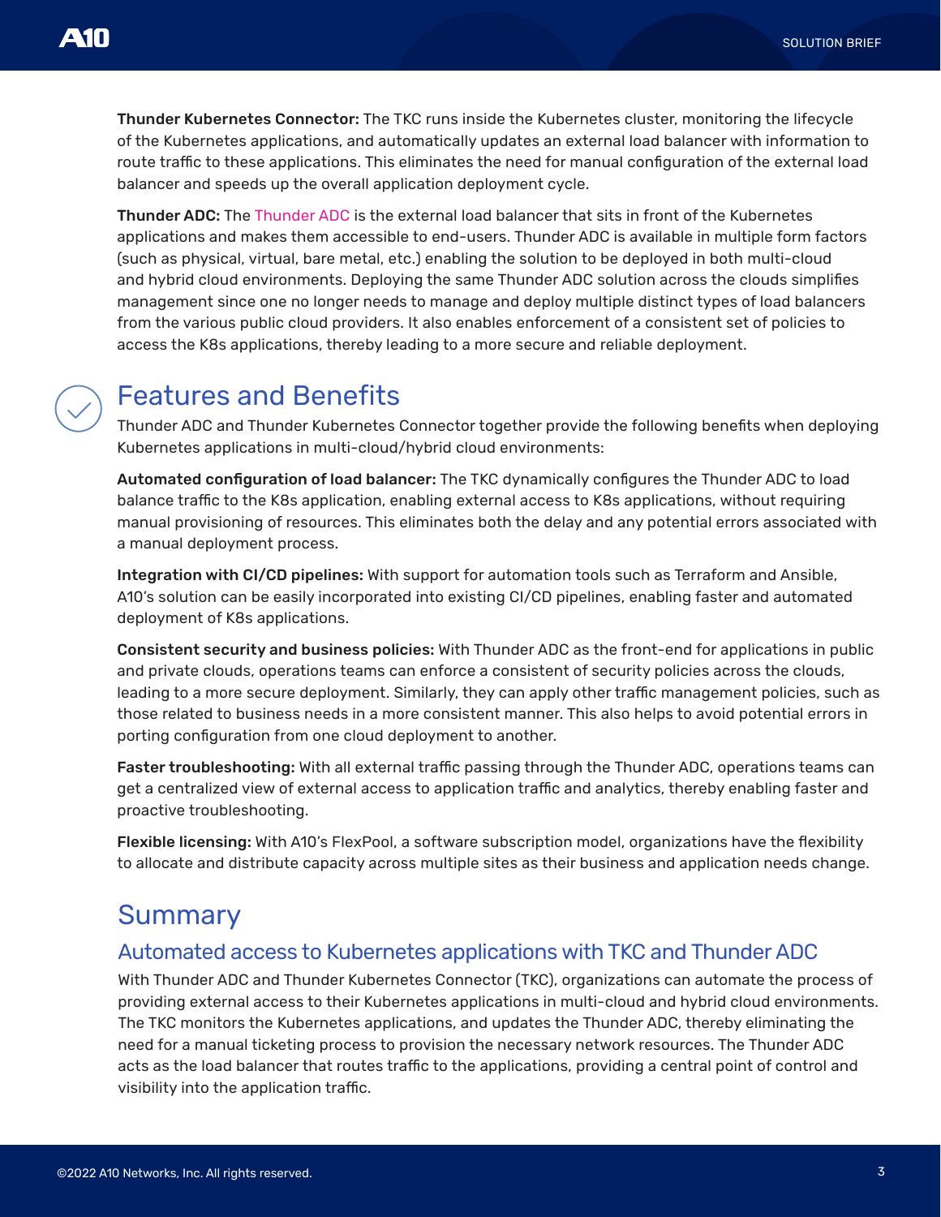**Thunder Kubernetes Connector:** The TKC runs inside the Kubernetes cluster, monitoring the lifecycle of the Kubernetes applications, and automatically updates an external load balancer with information to route traffic to these applications. This eliminates the need for manual configuration of the external load balancer and speeds up the overall application deployment cycle.

**Thunder ADC:** The Thunder ADC is the external load balancer that sits in front of the Kubernetes applications and makes them accessible to end-users. Thunder ADC is available in multiple form factors (such as physical, virtual, bare metal, etc.) enabling the solution to be deployed in both multi-cloud and hybrid cloud environments. Deploying the same Thunder ADC solution across the clouds simplifies management since one no longer needs to manage and deploy multiple distinct types of load balancers from the various public cloud providers. It also enables enforcement of a consistent set of policies to access the K8s applications, thereby leading to a more secure and reliable deployment.

## Features and Benefits

Thunder ADC and Thunder Kubernetes Connector together provide the following benefits when deploying Kubernetes applications in multi-cloud/hybrid cloud environments:

**Automated configuration of load balancer:** The TKC dynamically configures the Thunder ADC to load balance traffic to the K8s application, enabling external access to K8s applications, without requiring manual provisioning of resources. This eliminates both the delay and any potential errors associated with a manual deployment process.

**Integration with CI/CD pipelines:** With support for automation tools such as Terraform and Ansible, A10's solution can be easily incorporated into existing CI/CD pipelines, enabling faster and automated deployment of K8s applications.

**Consistent security and business policies:** With Thunder ADC as the front-end for applications in public and private clouds, operations teams can enforce a consistent of security policies across the clouds, leading to a more secure deployment. Similarly, they can apply other traffic management policies, such as those related to business needs in a more consistent manner. This also helps to avoid potential errors in porting configuration from one cloud deployment to another.

**Faster troubleshooting:** With all external traffic passing through the Thunder ADC, operations teams can get a centralized view of external access to application traffic and analytics, thereby enabling faster and proactive troubleshooting.

**Flexible licensing:** With A10's FlexPool, a software subscription model, organizations have the flexibility to allocate and distribute capacity across multiple sites as their business and application needs change.

## Summary

### Automated access to Kubernetes applications with TKC and Thunder ADC

With Thunder ADC and Thunder Kubernetes Connector (TKC), organizations can automate the process of providing external access to their Kubernetes applications in multi-cloud and hybrid cloud environments. The TKC monitors the Kubernetes applications, and updates the Thunder ADC, thereby eliminating the need for a manual ticketing process to provision the necessary network resources. The Thunder ADC acts as the load balancer that routes traffic to the applications, providing a central point of control and visibility into the application traffic.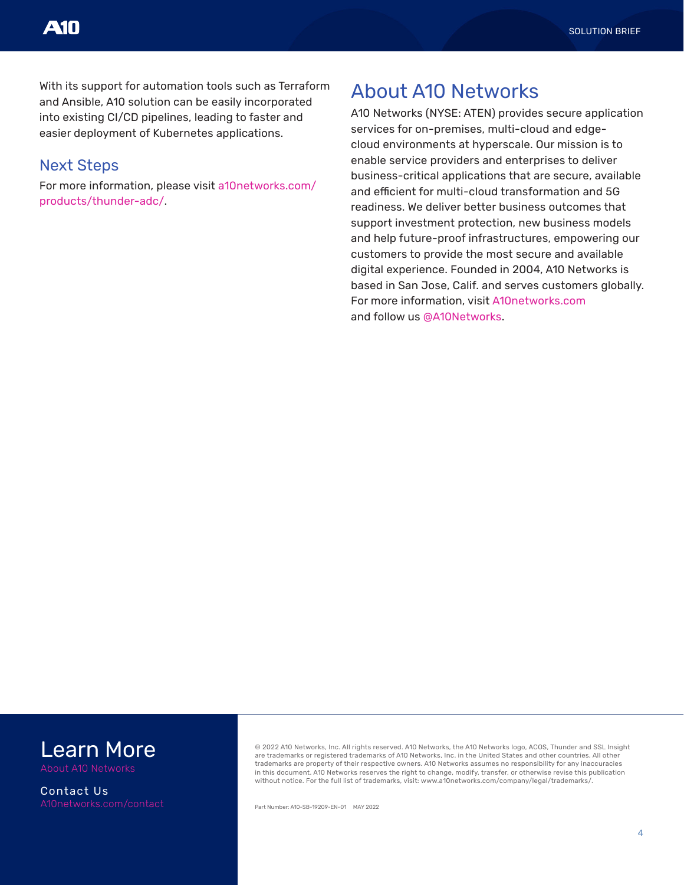With its support for automation tools such as Terraform and Ansible, A10 solution can be easily incorporated into existing CI/CD pipelines, leading to faster and easier deployment of Kubernetes applications.

## Next Steps

For more information, please visit a10networks.com/products/thunder-adc/.

## About A10 Networks

A10 Networks (NYSE: ATEN) provides secure application services for on-premises, multi-cloud and edge-cloud environments at hyperscale. Our mission is to enable service providers and enterprises to deliver business-critical applications that are secure, available and efficient for multi-cloud transformation and 5G readiness. We deliver better business outcomes that support investment protection, new business models and help future-proof infrastructures, empowering our customers to provide the most secure and available digital experience. Founded in 2004, A10 Networks is based in San Jose, Calif. and serves customers globally. For more information, visit A10networks.com and follow us @A10Networks.

## Learn More

About A10 Networks

### Contact Us

A10networks.com/contact

© 2022 A10 Networks, Inc. All rights reserved. A10 Networks, the A10 Networks logo, ACOS, Thunder and SSL Insight are trademarks or registered trademarks of A10 Networks, Inc. in the United States and other countries. All other trademarks are property of their respective owners. A10 Networks assumes no responsibility for any inaccuracies in this document. A10 Networks reserves the right to change, modify, transfer, or otherwise revise this publication without notice. For the full list of trademarks, visit: www.a10networks.com/company/legal/trademarks/.

Part Number: A10-SB-19209-EN-01 MAY 2022